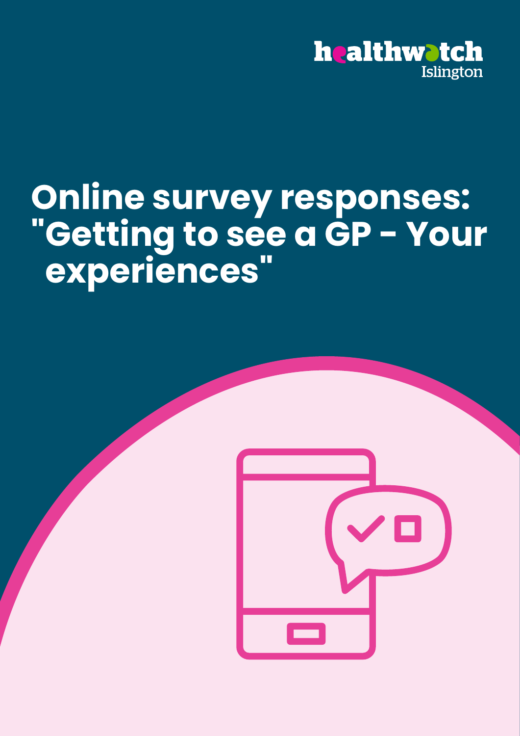healthwatch Islington

# Online survey responses: "Getting to see a GP - Your experiences"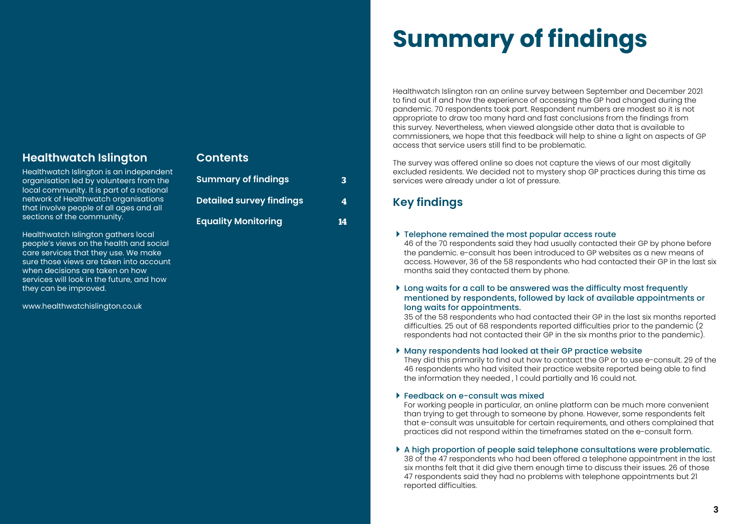## Healthwatch Islington

Healthwatch Islington is an independent organisation led by volunteers from the local community. It is part of a national network of Healthwatch organisations that involve people of all ages and all sections of the community.

Healthwatch Islington gathers local people's views on the health and social care services that they use. We make sure those views are taken into account when decisions are taken on how services will look in the future, and how they can be improved.

www.healthwatchislington.co.uk

## Contents

| | |
|---|---|
| **Summary of findings** | **3** |
| **Detailed survey findings** | **4** |
| **Equality Monitoring** | **14** |

# Summary of findings

Healthwatch Islington ran an online survey between September and December 2021 to find out if and how the experience of accessing the GP had changed during the pandemic. 70 respondents took part. Respondent numbers are modest so it is not appropriate to draw too many hard and fast conclusions from the findings from this survey. Nevertheless, when viewed alongside other data that is available to commissioners, we hope that this feedback will help to shine a light on aspects of GP access that service users still find to be problematic.

The survey was offered online so does not capture the views of our most digitally excluded residents. We decided not to mystery shop GP practices during this time as services were already under a lot of pressure.

## Key findings

- **Telephone remained the most popular access route**
  46 of the 70 respondents said they had usually contacted their GP by phone before the pandemic. e-consult has been introduced to GP websites as a new means of access. However, 36 of the 58 respondents who had contacted their GP in the last six months said they contacted them by phone.

- **Long waits for a call to be answered was the difficulty most frequently mentioned by respondents, followed by lack of available appointments or long waits for appointments.**
  35 of the 58 respondents who had contacted their GP in the last six months reported difficulties. 25 out of 68 respondents reported difficulties prior to the pandemic (2 respondents had not contacted their GP in the six months prior to the pandemic).

- **Many respondents had looked at their GP practice website**
  They did this primarily to find out how to contact the GP or to use e-consult. 29 of the 46 respondents who had visited their practice website reported being able to find the information they needed , 1 could partially and 16 could not.

- **Feedback on e-consult was mixed**
  For working people in particular, an online platform can be much more convenient than trying to get through to someone by phone. However, some respondents felt that e-consult was unsuitable for certain requirements, and others complained that practices did not respond within the timeframes stated on the e-consult form.

- **A high proportion of people said telephone consultations were problematic.**
  38 of the 47 respondents who had been offered a telephone appointment in the last six months felt that it did give them enough time to discuss their issues. 26 of those 47 respondents said they had no problems with telephone appointments but 21 reported difficulties.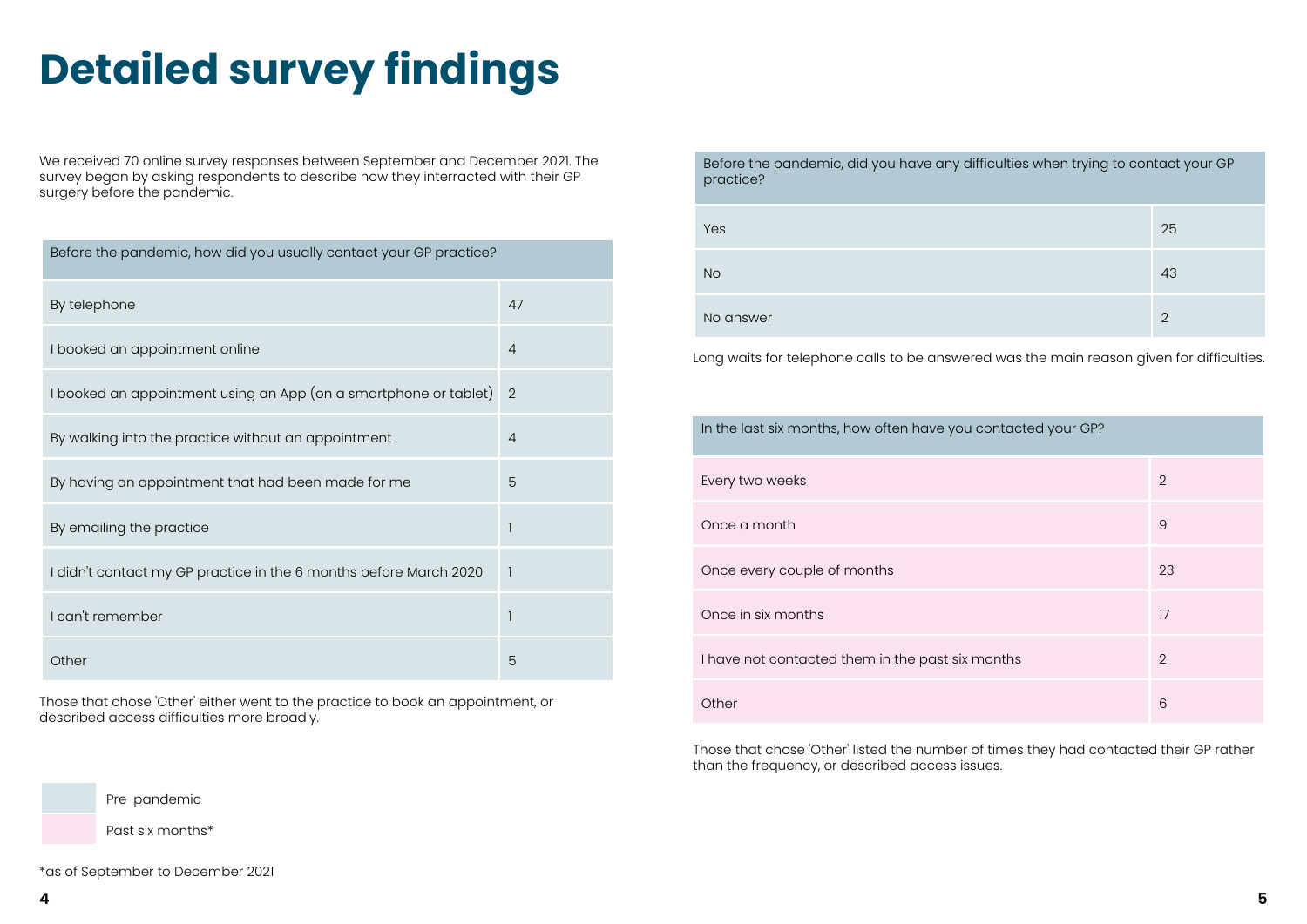# Detailed survey findings

We received 70 online survey responses between September and December 2021. The survey began by asking respondents to describe how they interracted with their GP surgery before the pandemic.

| Before the pandemic, how did you usually contact your GP practice? | |
|---|---|
| By telephone | 47 |
| I booked an appointment online | 4 |
| I booked an appointment using an App (on a smartphone or tablet) | 2 |
| By walking into the practice without an appointment | 4 |
| By having an appointment that had been made for me | 5 |
| By emailing the practice | 1 |
| I didn't contact my GP practice in the 6 months before March 2020 | 1 |
| I can't remember | 1 |
| Other | 5 |

Those that chose 'Other' either went to the practice to book an appointment, or described access difficulties more broadly.

Pre-pandemic

Past six months*

*as of September to December 2021

| Before the pandemic, did you have any difficulties when trying to contact your GP practice? | |
|---|---|
| Yes | 25 |
| No | 43 |
| No answer | 2 |

Long waits for telephone calls to be answered was the main reason given for difficulties.

| In the last six months, how often have you contacted your GP? | |
|---|---|
| Every two weeks | 2 |
| Once a month | 9 |
| Once every couple of months | 23 |
| Once in six months | 17 |
| I have not contacted them in the past six months | 2 |
| Other | 6 |

Those that chose 'Other' listed the number of times they had contacted their GP rather than the frequency, or described access issues.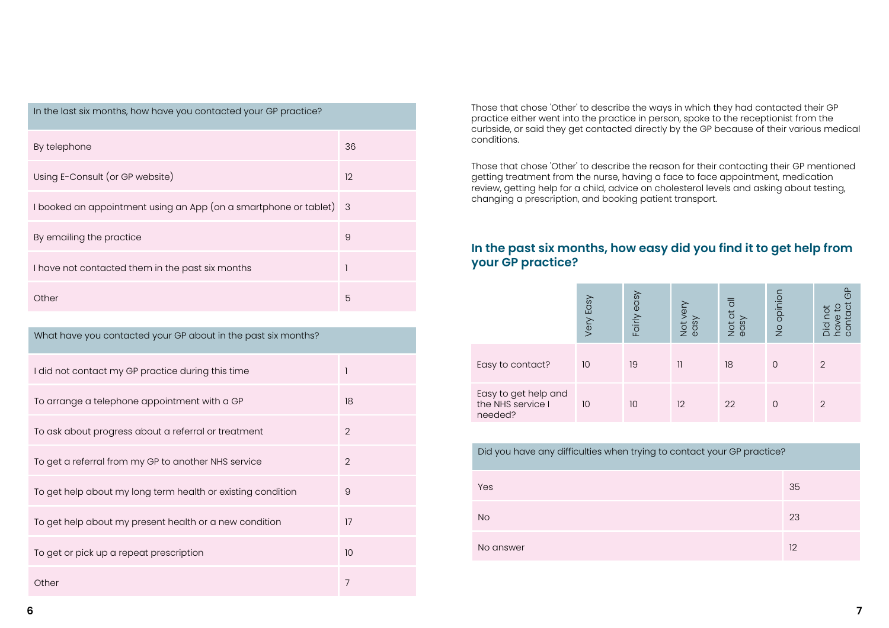| In the last six months, how have you contacted your GP practice? | |
|---|---|
| By telephone | 36 |
| Using E-Consult (or GP website) | 12 |
| I booked an appointment using an App (on a smartphone or tablet) | 3 |
| By emailing the practice | 9 |
| I have not contacted them in the past six months | 1 |
| Other | 5 |

| What have you contacted your GP about in the past six months? | |
|---|---|
| I did not contact my GP practice during this time | 1 |
| To arrange a telephone appointment with a GP | 18 |
| To ask about progress about a referral or treatment | 2 |
| To get a referral from my GP to another NHS service | 2 |
| To get help about my long term health or existing condition | 9 |
| To get help about my present health or a new condition | 17 |
| To get or pick up a repeat prescription | 10 |
| Other | 7 |

Those that chose 'Other' to describe the ways in which they had contacted their GP practice either went into the practice in person, spoke to the receptionist from the curbside, or said they get contacted directly by the GP because of their various medical conditions.

Those that chose 'Other' to describe the reason for their contacting their GP mentioned getting treatment from the nurse, having a face to face appointment, medication review, getting help for a child, advice on cholesterol levels and asking about testing, changing a prescription, and booking patient transport.

## In the past six months, how easy did you find it to get help from your GP practice?

| | Very Easy | Fairly easy | Not very easy | Not at all easy | No opinion | Did not have to contact GP |
|---|---|---|---|---|---|---|
| Easy to contact? | 10 | 19 | 11 | 18 | 0 | 2 |
| Easy to get help and the NHS service I needed? | 10 | 10 | 12 | 22 | 0 | 2 |

| Did you have any difficulties when trying to contact your GP practice? | |
|---|---|
| Yes | 35 |
| No | 23 |
| No answer | 12 |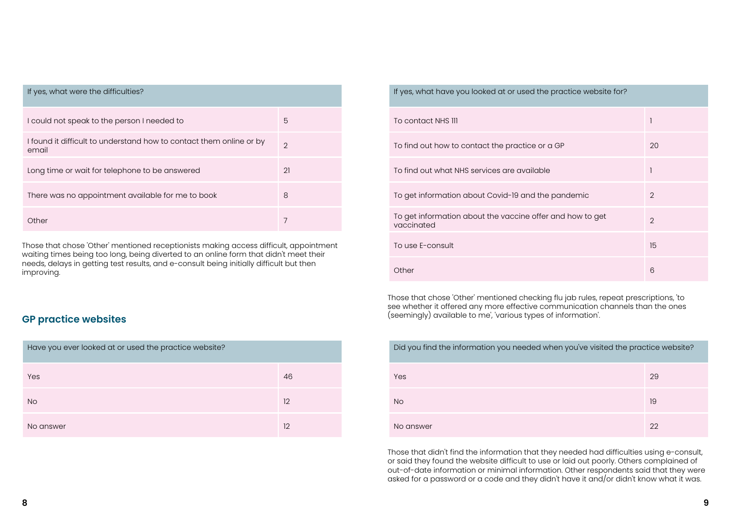| If yes, what were the difficulties? | |
|---|---|
| I could not speak to the person I needed to | 5 |
| I found it difficult to understand how to contact them online or by email | 2 |
| Long time or wait for telephone to be answered | 21 |
| There was no appointment available for me to book | 8 |
| Other | 7 |

Those that chose 'Other' mentioned receptionists making access difficult, appointment waiting times being too long, being diverted to an online form that didn't meet their needs, delays in getting test results, and e-consult being initially difficult but then improving.

## GP practice websites

| Have you ever looked at or used the practice website? | |
|---|---|
| Yes | 46 |
| No | 12 |
| No answer | 12 |

| If yes, what have you looked at or used the practice website for? | |
|---|---|
| To contact NHS 111 | 1 |
| To find out how to contact the practice or a GP | 20 |
| To find out what NHS services are available | 1 |
| To get information about Covid-19 and the pandemic | 2 |
| To get information about the vaccine offer and how to get vaccinated | 2 |
| To use E-consult | 15 |
| Other | 6 |

Those that chose 'Other' mentioned checking flu jab rules, repeat prescriptions, 'to see whether it offered any more effective communication channels than the ones (seemingly) available to me', 'various types of information'.

| Did you find the information you needed when you've visited the practice website? | |
|---|---|
| Yes | 29 |
| No | 19 |
| No answer | 22 |

Those that didn't find the information that they needed had difficulties using e-consult, or said they found the website difficult to use or laid out poorly. Others complained of out-of-date information or minimal information. Other respondents said that they were asked for a password or a code and they didn't have it and/or didn't know what it was.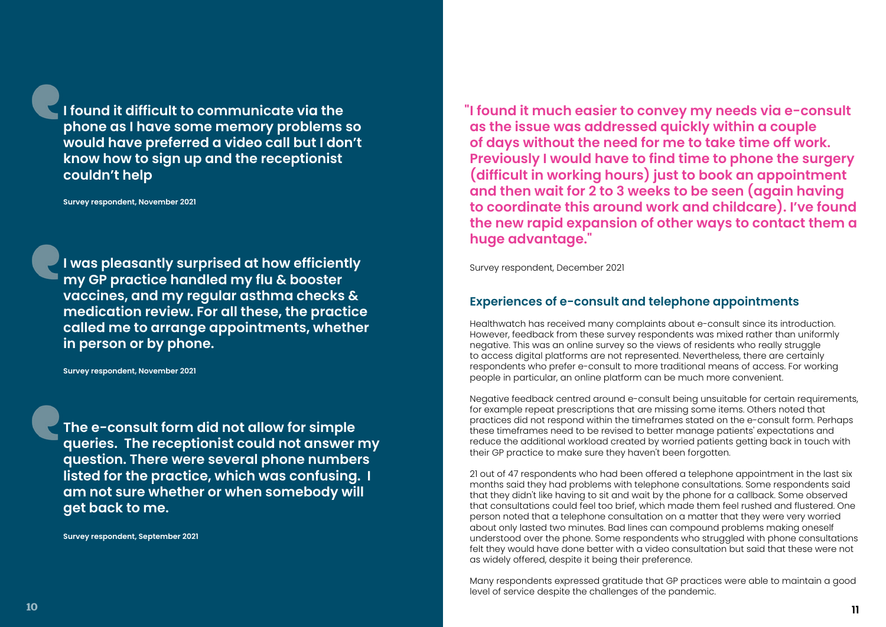> **I found it difficult to communicate via the phone as I have some memory problems so would have preferred a video call but I don't know how to sign up and the receptionist couldn't help**

**Survey respondent, November 2021**

> **I was pleasantly surprised at how efficiently my GP practice handled my flu & booster vaccines, and my regular asthma checks & medication review. For all these, the practice called me to arrange appointments, whether in person or by phone.**

**Survey respondent, November 2021**

> **The e-consult form did not allow for simple queries. The receptionist could not answer my question. There were several phone numbers listed for the practice, which was confusing. I am not sure whether or when somebody will get back to me.**

**Survey respondent, September 2021**

> **"I found it much easier to convey my needs via e-consult as the issue was addressed quickly within a couple of days without the need for me to take time off work. Previously I would have to find time to phone the surgery (difficult in working hours) just to book an appointment and then wait for 2 to 3 weeks to be seen (again having to coordinate this around work and childcare). I've found the new rapid expansion of other ways to contact them a huge advantage."**

Survey respondent, December 2021

## Experiences of e-consult and telephone appointments

Healthwatch has received many complaints about e-consult since its introduction. However, feedback from these survey respondents was mixed rather than uniformly negative. This was an online survey so the views of residents who really struggle to access digital platforms are not represented. Nevertheless, there are certainly respondents who prefer e-consult to more traditional means of access. For working people in particular, an online platform can be much more convenient.

Negative feedback centred around e-consult being unsuitable for certain requirements, for example repeat prescriptions that are missing some items. Others noted that practices did not respond within the timeframes stated on the e-consult form. Perhaps these timeframes need to be revised to better manage patients' expectations and reduce the additional workload created by worried patients getting back in touch with their GP practice to make sure they haven't been forgotten.

21 out of 47 respondents who had been offered a telephone appointment in the last six months said they had problems with telephone consultations. Some respondents said that they didn't like having to sit and wait by the phone for a callback. Some observed that consultations could feel too brief, which made them feel rushed and flustered. One person noted that a telephone consultation on a matter that they were very worried about only lasted two minutes. Bad lines can compound problems making oneself understood over the phone. Some respondents who struggled with phone consultations felt they would have done better with a video consultation but said that these were not as widely offered, despite it being their preference.

Many respondents expressed gratitude that GP practices were able to maintain a good level of service despite the challenges of the pandemic.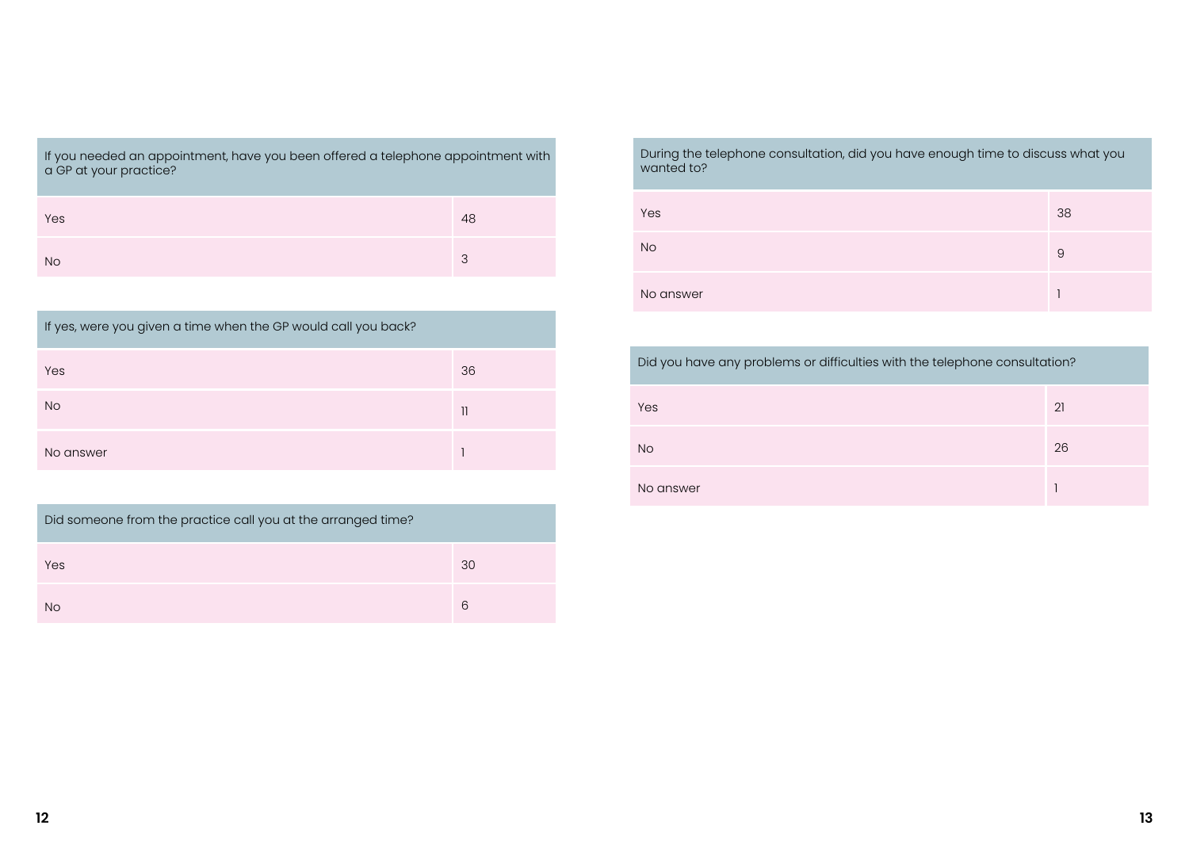| If you needed an appointment, have you been offered a telephone appointment with a GP at your practice? | |
|---|---|
| Yes | 48 |
| No | 3 |

| If yes, were you given a time when the GP would call you back? | |
|---|---|
| Yes | 36 |
| No | 11 |
| No answer | 1 |

| Did someone from the practice call you at the arranged time? | |
|---|---|
| Yes | 30 |
| No | 6 |

| During the telephone consultation, did you have enough time to discuss what you wanted to? | |
|---|---|
| Yes | 38 |
| No | 9 |
| No answer | 1 |

| Did you have any problems or difficulties with the telephone consultation? | |
|---|---|
| Yes | 21 |
| No | 26 |
| No answer | 1 |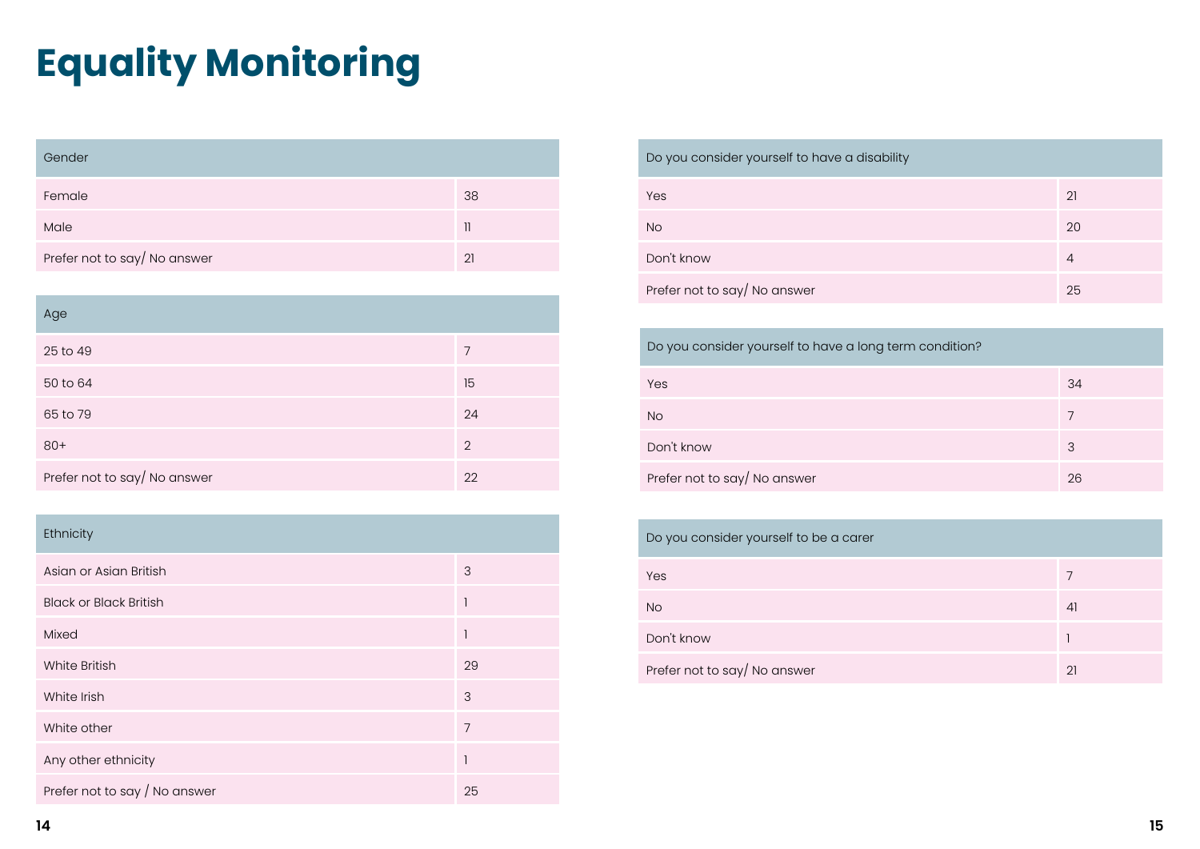# Equality Monitoring

| Gender | |
|---|---|
| Female | 38 |
| Male | 11 |
| Prefer not to say/ No answer | 21 |

| Age | |
|---|---|
| 25 to 49 | 7 |
| 50 to 64 | 15 |
| 65 to 79 | 24 |
| 80+ | 2 |
| Prefer not to say/ No answer | 22 |

| Ethnicity | |
|---|---|
| Asian or Asian British | 3 |
| Black or Black British | 1 |
| Mixed | 1 |
| White British | 29 |
| White Irish | 3 |
| White other | 7 |
| Any other ethnicity | 1 |
| Prefer not to say / No answer | 25 |

| Do you consider yourself to have a disability | |
|---|---|
| Yes | 21 |
| No | 20 |
| Don't know | 4 |
| Prefer not to say/ No answer | 25 |

| Do you consider yourself to have a long term condition? | |
|---|---|
| Yes | 34 |
| No | 7 |
| Don't know | 3 |
| Prefer not to say/ No answer | 26 |

| Do you consider yourself to be a carer | |
|---|---|
| Yes | 7 |
| No | 41 |
| Don't know | 1 |
| Prefer not to say/ No answer | 21 |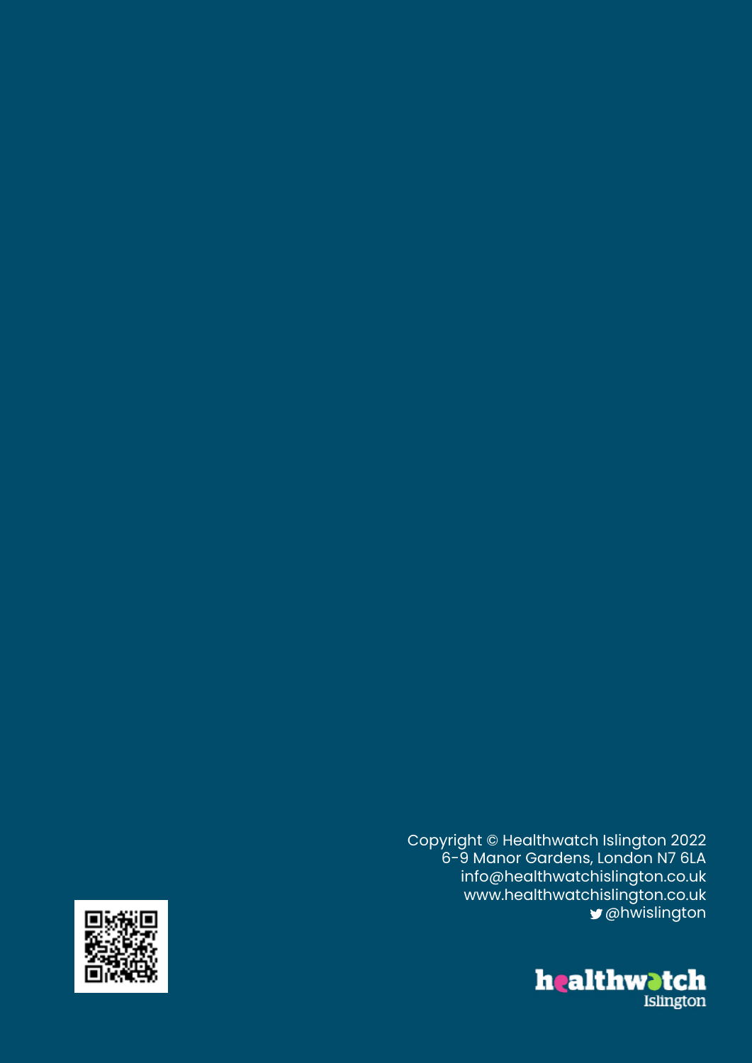Copyright © Healthwatch Islington 2022
6-9 Manor Gardens, London N7 6LA
info@healthwatchislington.co.uk
www.healthwatchislington.co.uk
@hwislington

healthwatch Islington